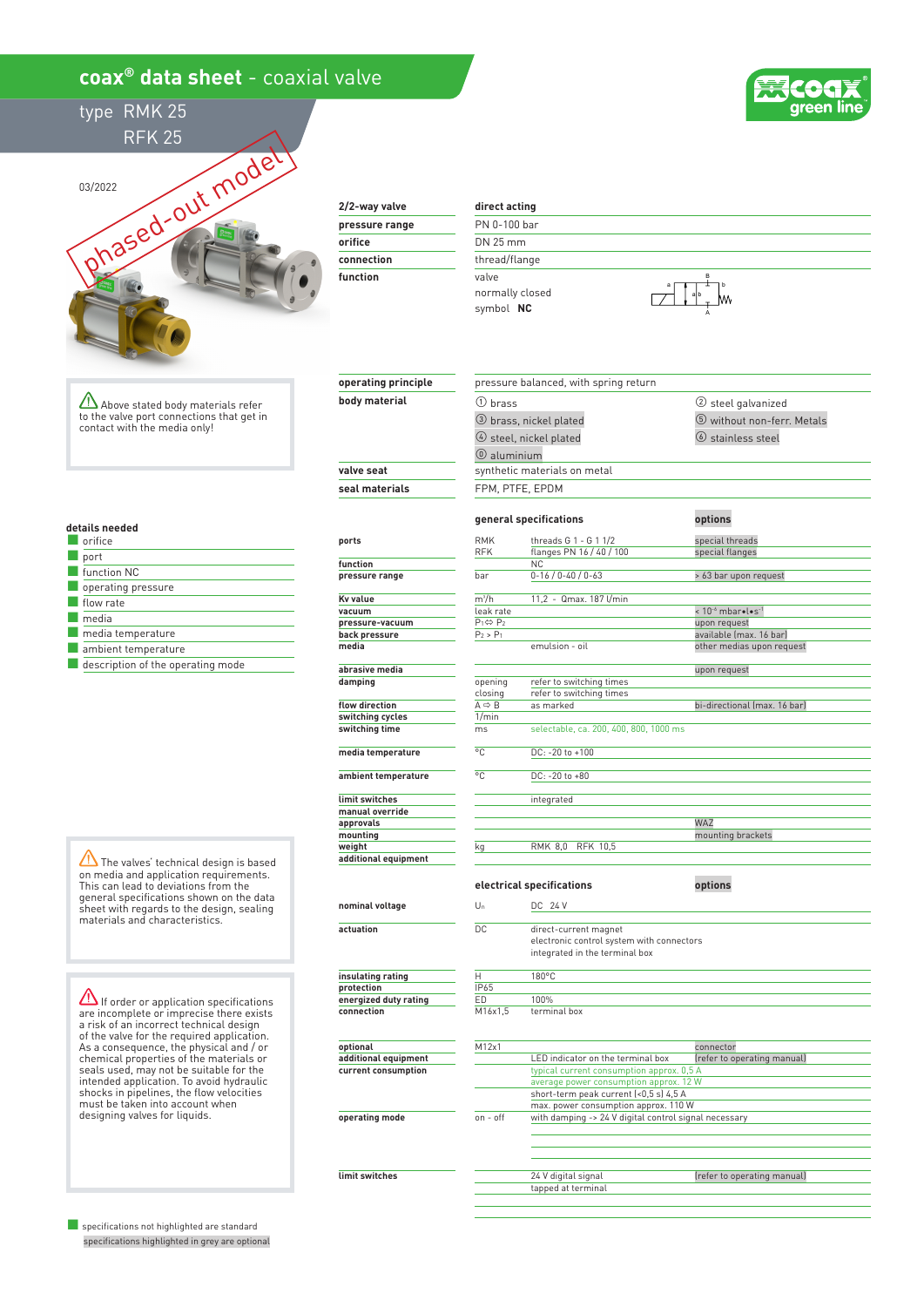# coax® data sheet - coaxial valve

type RMK 25
RFK 25

03/2022

phased-out model

| 2/2-way valve | direct acting |
|---|---|
| pressure range | PN 0-100 bar |
| orifice | DN 25 mm |
| connection | thread/flange |
| function | valve<br>normally closed<br>symbol **NC** |

| operating principle | pressure balanced, with spring return | |
|---|---|---|
| body material | ① brass | ② steel galvanized |
| | ③ brass, nickel plated | ⑤ without non-ferr. Metals |
| | ④ steel, nickel plated | ⑥ stainless steel |
| | ⑧ aluminium | |
| valve seat | synthetic materials on metal | |
| seal materials | FPM, PTFE, EPDM | |

⚠ Above stated body materials refer to the valve port connections that get in contact with the media only!

### details needed

- orifice
- port
- function NC
- operating pressure
- flow rate
- media
- media temperature
- ambient temperature
- description of the operating mode

### general specifications

| | | general specifications | options |
|---|---|---|---|
| ports | RMK | threads G 1 - G 1 1/2 | special threads |
| | RFK | flanges PN 16 / 40 / 100 | special flanges |
| function | | NC | |
| pressure range | bar | 0-16 / 0-40 / 0-63 | > 63 bar upon request |
| Kv value | m³/h | 11,2 - Qmax. 187 l/min | |
| vacuum | leak rate | | < 10⁻⁶ mbar•l•s⁻¹ |
| pressure-vacuum | $P_1 \Leftrightarrow P_2$ | | upon request |
| back pressure | $P_2 > P_1$ | | available (max. 16 bar) |
| media | | emulsion - oil | other medias upon request |
| abrasive media | | | upon request |
| damping | opening | refer to switching times | |
| | closing | refer to switching times | |
| flow direction | A ⇨ B | as marked | bi-directional (max. 16 bar) |
| switching cycles | 1/min | | |
| switching time | ms | selectable, ca. 200, 400, 800, 1000 ms | |
| media temperature | °C | DC: -20 to +100 | |
| ambient temperature | °C | DC: -20 to +80 | |
| limit switches | | integrated | |
| manual override | | | |
| approvals | | | WAZ |
| mounting | | | mounting brackets |
| weight | kg | RMK 8,0 RFK 10,5 | |
| additional equipment | | | |

⚠ The valves' technical design is based on media and application requirements. This can lead to deviations from the general specifications shown on the data sheet with regards to the design, sealing materials and characteristics.

### electrical specifications

| | | electrical specifications | options |
|---|---|---|---|
| nominal voltage | $U_n$ | DC 24 V | |
| actuation | DC | direct-current magnet<br>electronic control system with connectors<br>integrated in the terminal box | |
| insulating rating | H | 180°C | |
| protection | IP65 | | |
| energized duty rating | ED | 100% | |
| connection | M16x1,5 | terminal box | |
| optional | M12x1 | | connector |
| additional equipment | | LED indicator on the terminal box | (refer to operating manual) |
| current consumption | | typical current consumption approx. 0,5 A | |
| | | average power consumption approx. 12 W | |
| | | short-term peak current (<0,5 s) 4,5 A | |
| | | max. power consumption approx. 110 W | |
| operating mode | on - off | with damping -> 24 V digital control signal necessary | |
| limit switches | | 24 V digital signal | (refer to operating manual) |
| | | tapped at terminal | |

⚠ If order or application specifications are incomplete or imprecise there exists a risk of an incorrect technical design of the valve for the required application. As a consequence, the physical and / or chemical properties of the materials or seals used, may not be suitable for the intended application. To avoid hydraulic shocks in pipelines, the flow velocities must be taken into account when designing valves for liquids.

specifications not highlighted are standard
specifications highlighted in grey are optional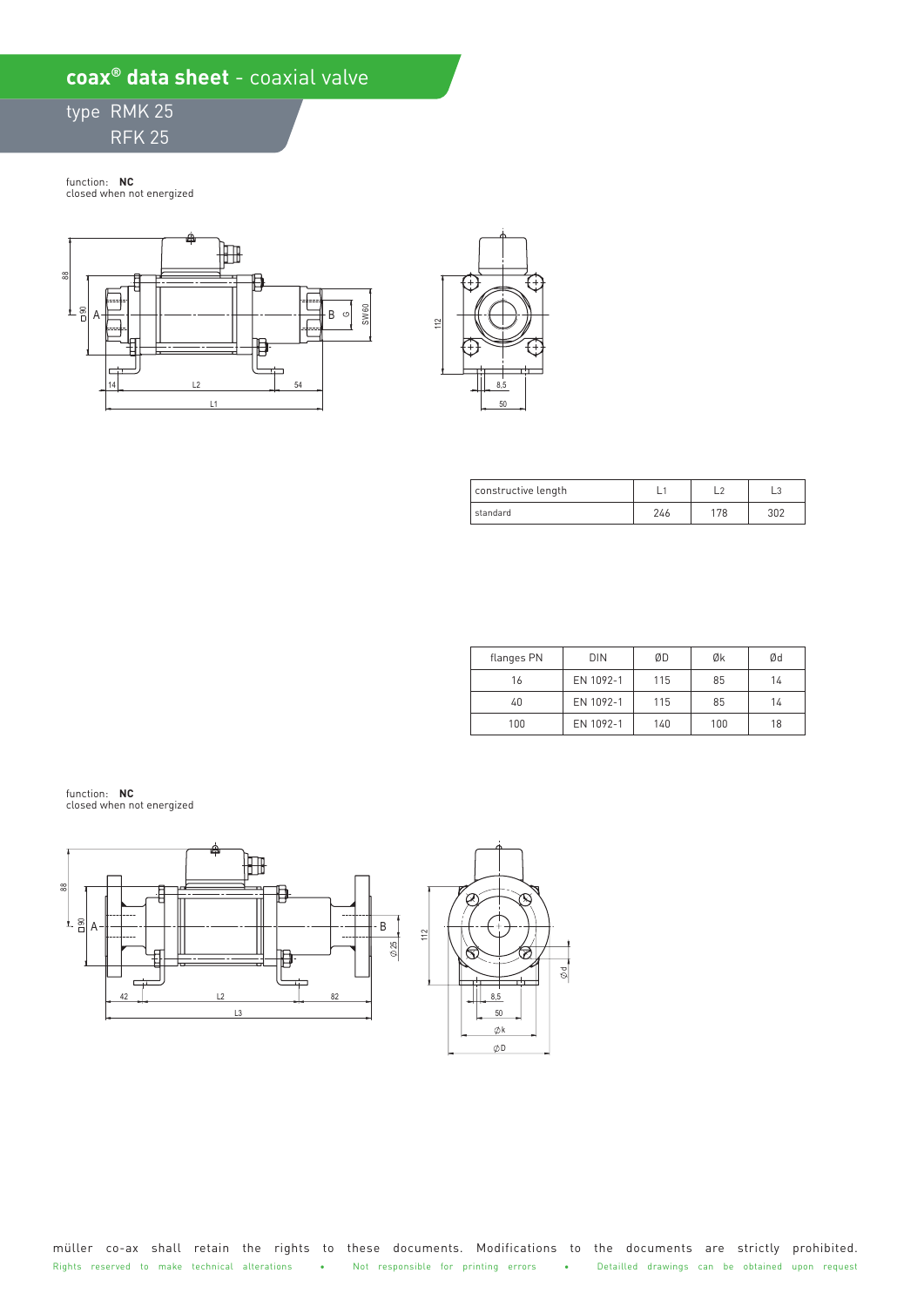# coax® data sheet - coaxial valve

## type RMK 25 RFK 25

function: **NC**
closed when not energized

88
□90
A
B
G
SW60
14
L2
54
L1
112
8,5
50

| constructive length | L1 | L2 | L3 |
|---|---|---|---|
| standard | 246 | 178 | 302 |

| flanges PN | DIN | ØD | Øk | Ød |
|---|---|---|---|---|
| 16 | EN 1092-1 | 115 | 85 | 14 |
| 40 | EN 1092-1 | 115 | 85 | 14 |
| 100 | EN 1092-1 | 140 | 100 | 18 |

function: **NC**
closed when not energized

88
□90
A
B
Ø25
42
L2
82
L3
112
Ød
8,5
50
Øk
ØD

müller co-ax shall retain the rights to these documents. Modifications to the documents are strictly prohibited.
Rights reserved to make technical alterations • Not responsible for printing errors • Detailled drawings can be obtained upon request